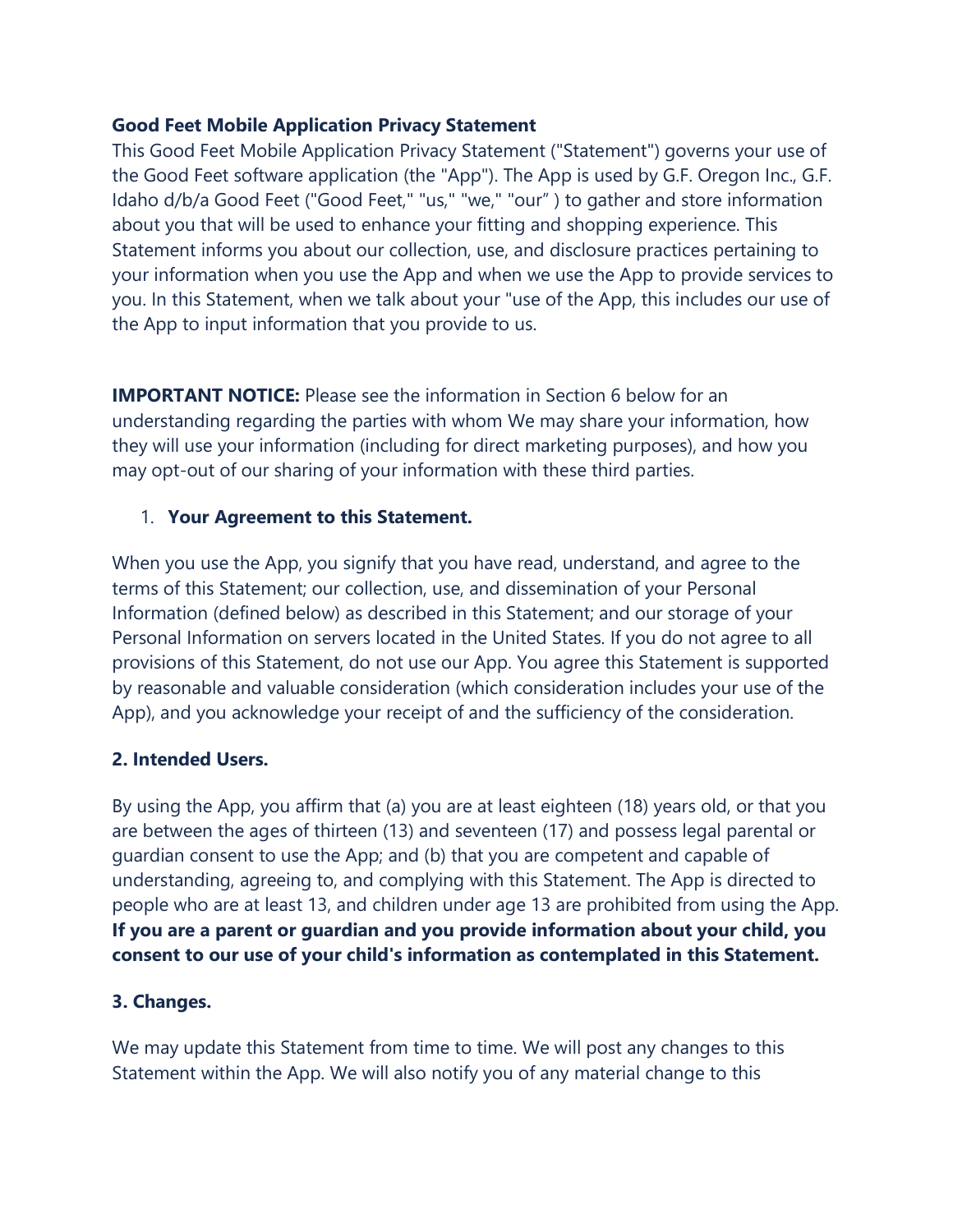**Good Feet Mobile Application Privacy Statement**

This Good Feet Mobile Application Privacy Statement ("Statement") governs your use of the Good Feet software application (the "App"). The App is used by G.F. Oregon Inc., G.F. Idaho d/b/a Good Feet ("Good Feet," "us," "we," "our" ) to gather and store information about you that will be used to enhance your fitting and shopping experience. This Statement informs you about our collection, use, and disclosure practices pertaining to your information when you use the App and when we use the App to provide services to you. In this Statement, when we talk about your "use of the App, this includes our use of the App to input information that you provide to us.

**IMPORTANT NOTICE:** Please see the information in Section 6 below for an understanding regarding the parties with whom We may share your information, how they will use your information (including for direct marketing purposes), and how you may opt-out of our sharing of your information with these third parties.

1. **Your Agreement to this Statement.**

When you use the App, you signify that you have read, understand, and agree to the terms of this Statement; our collection, use, and dissemination of your Personal Information (defined below) as described in this Statement; and our storage of your Personal Information on servers located in the United States. If you do not agree to all provisions of this Statement, do not use our App. You agree this Statement is supported by reasonable and valuable consideration (which consideration includes your use of the App), and you acknowledge your receipt of and the sufficiency of the consideration.

**2. Intended Users.**

By using the App, you affirm that (a) you are at least eighteen (18) years old, or that you are between the ages of thirteen (13) and seventeen (17) and possess legal parental or guardian consent to use the App; and (b) that you are competent and capable of understanding, agreeing to, and complying with this Statement. The App is directed to people who are at least 13, and children under age 13 are prohibited from using the App. **If you are a parent or guardian and you provide information about your child, you consent to our use of your child's information as contemplated in this Statement.**

**3. Changes.**

We may update this Statement from time to time. We will post any changes to this Statement within the App. We will also notify you of any material change to this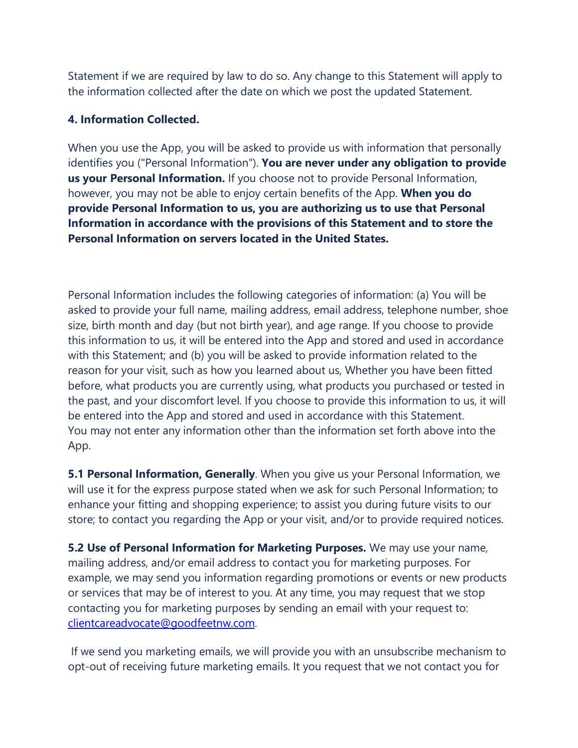Statement if we are required by law to do so. Any change to this Statement will apply to the information collected after the date on which we post the updated Statement.

**4. Information Collected.**

When you use the App, you will be asked to provide us with information that personally identifies you ("Personal Information"). **You are never under any obligation to provide us your Personal Information.** If you choose not to provide Personal Information, however, you may not be able to enjoy certain benefits of the App. **When you do provide Personal Information to us, you are authorizing us to use that Personal Information in accordance with the provisions of this Statement and to store the Personal Information on servers located in the United States.**

Personal Information includes the following categories of information: (a) You will be asked to provide your full name, mailing address, email address, telephone number, shoe size, birth month and day (but not birth year), and age range. If you choose to provide this information to us, it will be entered into the App and stored and used in accordance with this Statement; and (b) you will be asked to provide information related to the reason for your visit, such as how you learned about us, Whether you have been fitted before, what products you are currently using, what products you purchased or tested in the past, and your discomfort level. If you choose to provide this information to us, it will be entered into the App and stored and used in accordance with this Statement. You may not enter any information other than the information set forth above into the App.

**5.1 Personal Information, Generally**. When you give us your Personal Information, we will use it for the express purpose stated when we ask for such Personal Information; to enhance your fitting and shopping experience; to assist you during future visits to our store; to contact you regarding the App or your visit, and/or to provide required notices.

**5.2 Use of Personal Information for Marketing Purposes.** We may use your name, mailing address, and/or email address to contact you for marketing purposes. For example, we may send you information regarding promotions or events or new products or services that may be of interest to you. At any time, you may request that we stop contacting you for marketing purposes by sending an email with your request to: clientcareadvocate@goodfeetnw.com.

If we send you marketing emails, we will provide you with an unsubscribe mechanism to opt-out of receiving future marketing emails. It you request that we not contact you for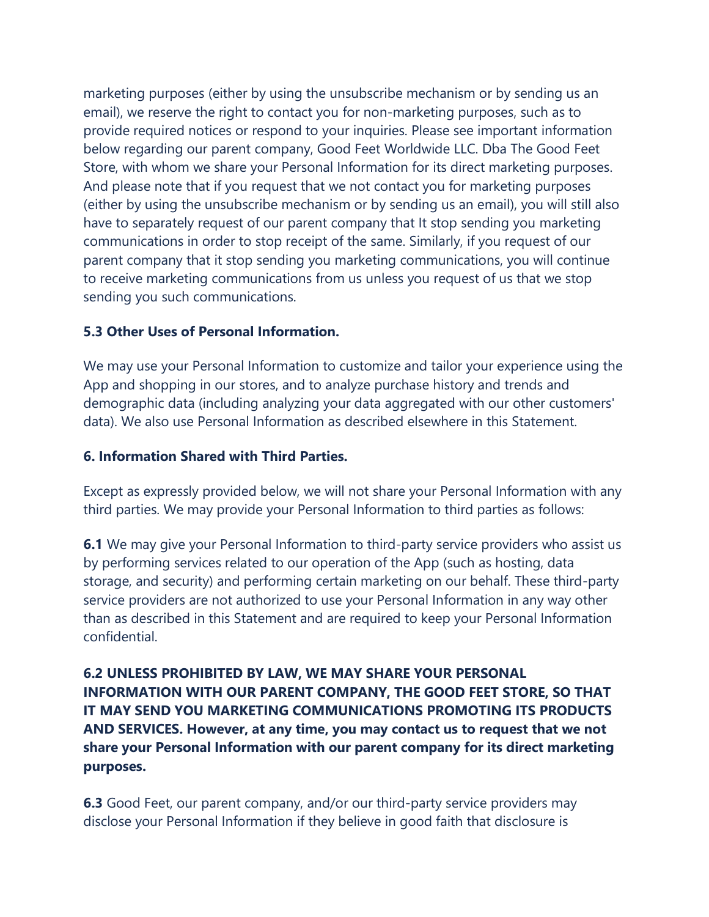marketing purposes (either by using the unsubscribe mechanism or by sending us an email), we reserve the right to contact you for non-marketing purposes, such as to provide required notices or respond to your inquiries. Please see important information below regarding our parent company, Good Feet Worldwide LLC. Dba The Good Feet Store, with whom we share your Personal Information for its direct marketing purposes. And please note that if you request that we not contact you for marketing purposes (either by using the unsubscribe mechanism or by sending us an email), you will still also have to separately request of our parent company that It stop sending you marketing communications in order to stop receipt of the same. Similarly, if you request of our parent company that it stop sending you marketing communications, you will continue to receive marketing communications from us unless you request of us that we stop sending you such communications.

**5.3 Other Uses of Personal Information.**

We may use your Personal Information to customize and tailor your experience using the App and shopping in our stores, and to analyze purchase history and trends and demographic data (including analyzing your data aggregated with our other customers' data). We also use Personal Information as described elsewhere in this Statement.

**6. Information Shared with Third Parties.**

Except as expressly provided below, we will not share your Personal Information with any third parties. We may provide your Personal Information to third parties as follows:

**6.1** We may give your Personal Information to third-party service providers who assist us by performing services related to our operation of the App (such as hosting, data storage, and security) and performing certain marketing on our behalf. These third-party service providers are not authorized to use your Personal Information in any way other than as described in this Statement and are required to keep your Personal Information confidential.

**6.2 UNLESS PROHIBITED BY LAW, WE MAY SHARE YOUR PERSONAL INFORMATION WITH OUR PARENT COMPANY, THE GOOD FEET STORE, SO THAT IT MAY SEND YOU MARKETING COMMUNICATIONS PROMOTING ITS PRODUCTS AND SERVICES. However, at any time, you may contact us to request that we not share your Personal Information with our parent company for its direct marketing purposes.**

**6.3** Good Feet, our parent company, and/or our third-party service providers may disclose your Personal Information if they believe in good faith that disclosure is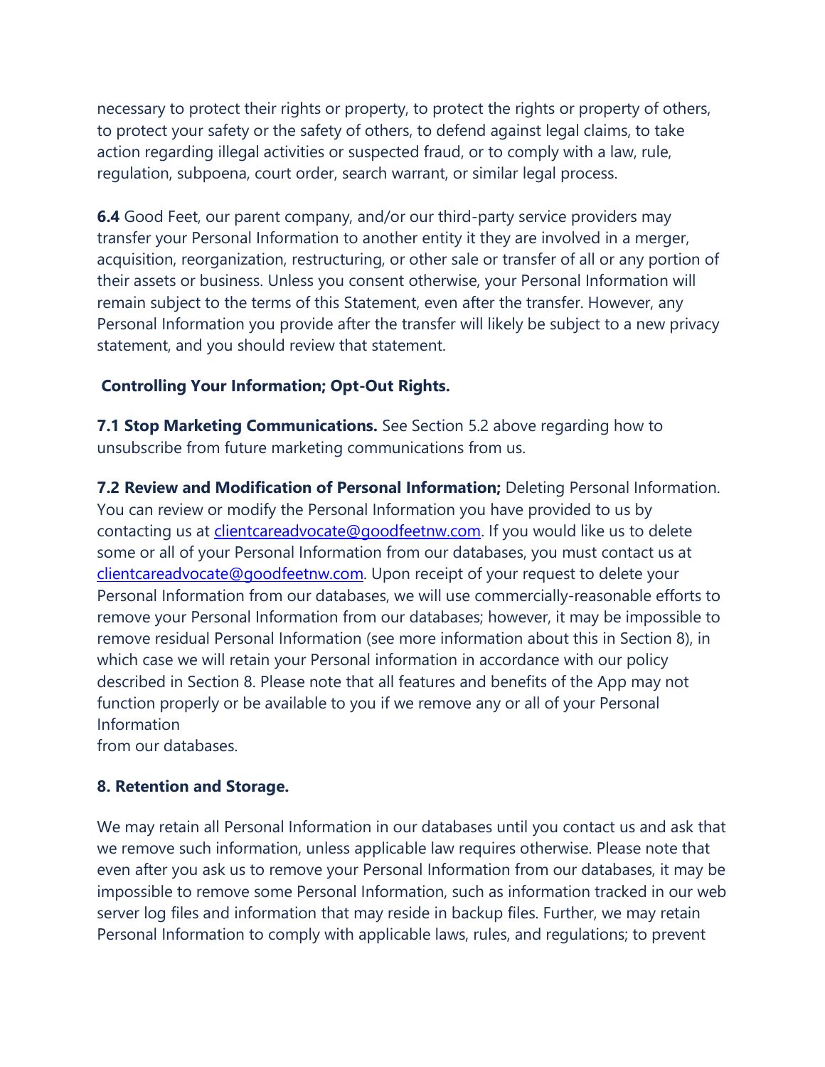necessary to protect their rights or property, to protect the rights or property of others, to protect your safety or the safety of others, to defend against legal claims, to take action regarding illegal activities or suspected fraud, or to comply with a law, rule, regulation, subpoena, court order, search warrant, or similar legal process.

**6.4** Good Feet, our parent company, and/or our third-party service providers may transfer your Personal Information to another entity it they are involved in a merger, acquisition, reorganization, restructuring, or other sale or transfer of all or any portion of their assets or business. Unless you consent otherwise, your Personal Information will remain subject to the terms of this Statement, even after the transfer. However, any Personal Information you provide after the transfer will likely be subject to a new privacy statement, and you should review that statement.

**Controlling Your Information; Opt-Out Rights.**

**7.1 Stop Marketing Communications.** See Section 5.2 above regarding how to unsubscribe from future marketing communications from us.

**7.2 Review and Modification of Personal Information;** Deleting Personal Information. You can review or modify the Personal Information you have provided to us by contacting us at [clientcareadvocate@goodfeetnw.com](mailto:clientcareadvocate@goodfeetnw.com). If you would like us to delete some or all of your Personal Information from our databases, you must contact us at [clientcareadvocate@goodfeetnw.com](mailto:clientcareadvocate@goodfeetnw.com). Upon receipt of your request to delete your Personal Information from our databases, we will use commercially-reasonable efforts to remove your Personal Information from our databases; however, it may be impossible to remove residual Personal Information (see more information about this in Section 8), in which case we will retain your Personal information in accordance with our policy described in Section 8. Please note that all features and benefits of the App may not function properly or be available to you if we remove any or all of your Personal Information
from our databases.

**8. Retention and Storage.**

We may retain all Personal Information in our databases until you contact us and ask that we remove such information, unless applicable law requires otherwise. Please note that even after you ask us to remove your Personal Information from our databases, it may be impossible to remove some Personal Information, such as information tracked in our web server log files and information that may reside in backup files. Further, we may retain Personal Information to comply with applicable laws, rules, and regulations; to prevent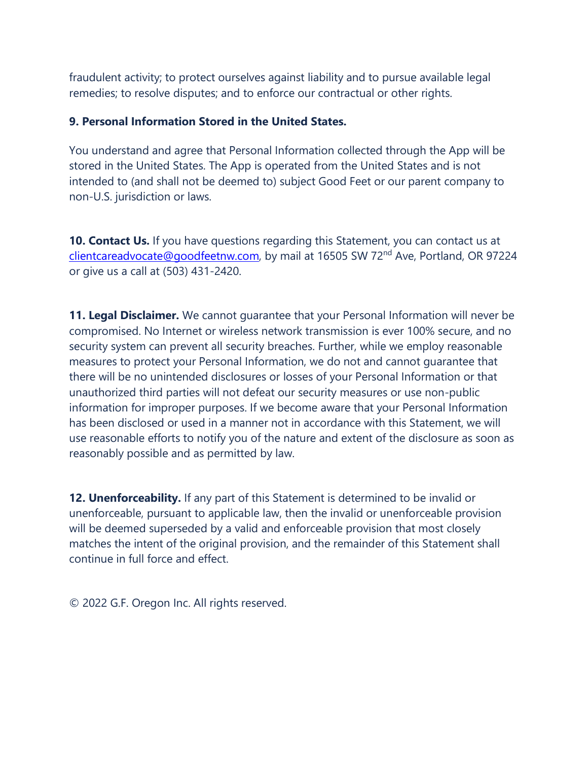fraudulent activity; to protect ourselves against liability and to pursue available legal remedies; to resolve disputes; and to enforce our contractual or other rights.

**9. Personal Information Stored in the United States.**

You understand and agree that Personal Information collected through the App will be stored in the United States. The App is operated from the United States and is not intended to (and shall not be deemed to) subject Good Feet or our parent company to non-U.S. jurisdiction or laws.

**10. Contact Us.** If you have questions regarding this Statement, you can contact us at clientcareadvocate@goodfeetnw.com, by mail at 16505 SW 72nd Ave, Portland, OR 97224 or give us a call at (503) 431-2420.

**11. Legal Disclaimer.** We cannot guarantee that your Personal Information will never be compromised. No Internet or wireless network transmission is ever 100% secure, and no security system can prevent all security breaches. Further, while we employ reasonable measures to protect your Personal Information, we do not and cannot guarantee that there will be no unintended disclosures or losses of your Personal Information or that unauthorized third parties will not defeat our security measures or use non-public information for improper purposes. If we become aware that your Personal Information has been disclosed or used in a manner not in accordance with this Statement, we will use reasonable efforts to notify you of the nature and extent of the disclosure as soon as reasonably possible and as permitted by law.

**12. Unenforceability.** If any part of this Statement is determined to be invalid or unenforceable, pursuant to applicable law, then the invalid or unenforceable provision will be deemed superseded by a valid and enforceable provision that most closely matches the intent of the original provision, and the remainder of this Statement shall continue in full force and effect.

© 2022 G.F. Oregon Inc. All rights reserved.